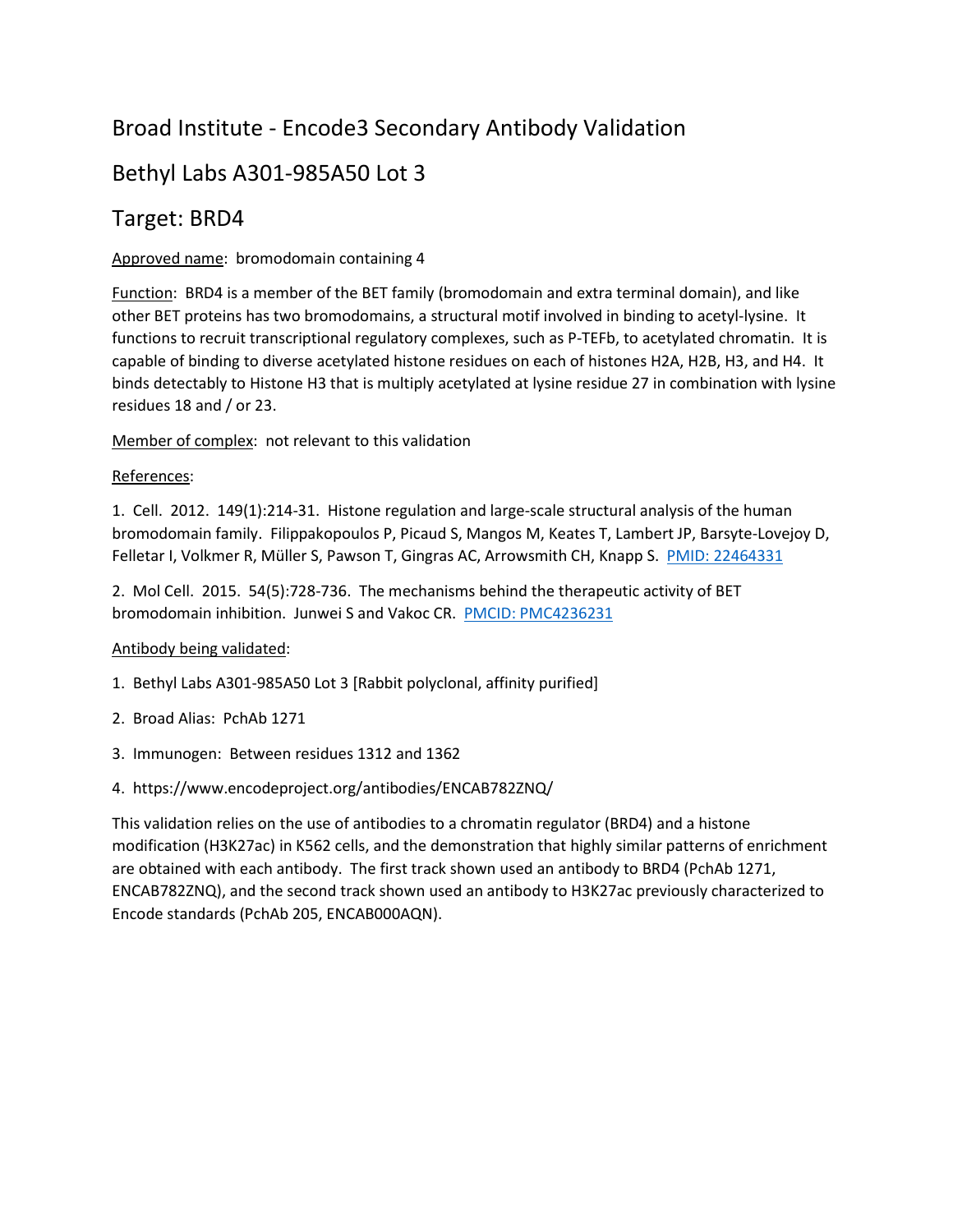# Broad Institute - Encode3 Secondary Antibody Validation

## Bethyl Labs A301-985A50 Lot 3

## Target: BRD4

Approved name: bromodomain containing 4

Function: BRD4 is a member of the BET family (bromodomain and extra terminal domain), and like other BET proteins has two bromodomains, a structural motif involved in binding to acetyl-lysine. It functions to recruit transcriptional regulatory complexes, such as P-TEFb, to acetylated chromatin. It is capable of binding to diverse acetylated histone residues on each of histones H2A, H2B, H3, and H4. It binds detectably to Histone H3 that is multiply acetylated at lysine residue 27 in combination with lysine residues 18 and / or 23.

Member of complex: not relevant to this validation

References:

1. Cell. 2012. 149(1):214-31. Histone regulation and large-scale structural analysis of the human bromodomain family. Filippakopoulos P, Picaud S, Mangos M, Keates T, Lambert JP, Barsyte-Lovejoy D, Felletar I, Volkmer R, Müller S, Pawson T, Gingras AC, Arrowsmith CH, Knapp S. PMID: 22464331

2. Mol Cell. 2015. 54(5):728-736. The mechanisms behind the therapeutic activity of BET bromodomain inhibition. Junwei S and Vakoc CR. PMCID: PMC4236231

Antibody being validated:

1. Bethyl Labs A301-985A50 Lot 3 [Rabbit polyclonal, affinity purified]
2. Broad Alias: PchAb 1271
3. Immunogen: Between residues 1312 and 1362
4. https://www.encodeproject.org/antibodies/ENCAB782ZNQ/

This validation relies on the use of antibodies to a chromatin regulator (BRD4) and a histone modification (H3K27ac) in K562 cells, and the demonstration that highly similar patterns of enrichment are obtained with each antibody. The first track shown used an antibody to BRD4 (PchAb 1271, ENCAB782ZNQ), and the second track shown used an antibody to H3K27ac previously characterized to Encode standards (PchAb 205, ENCAB000AQN).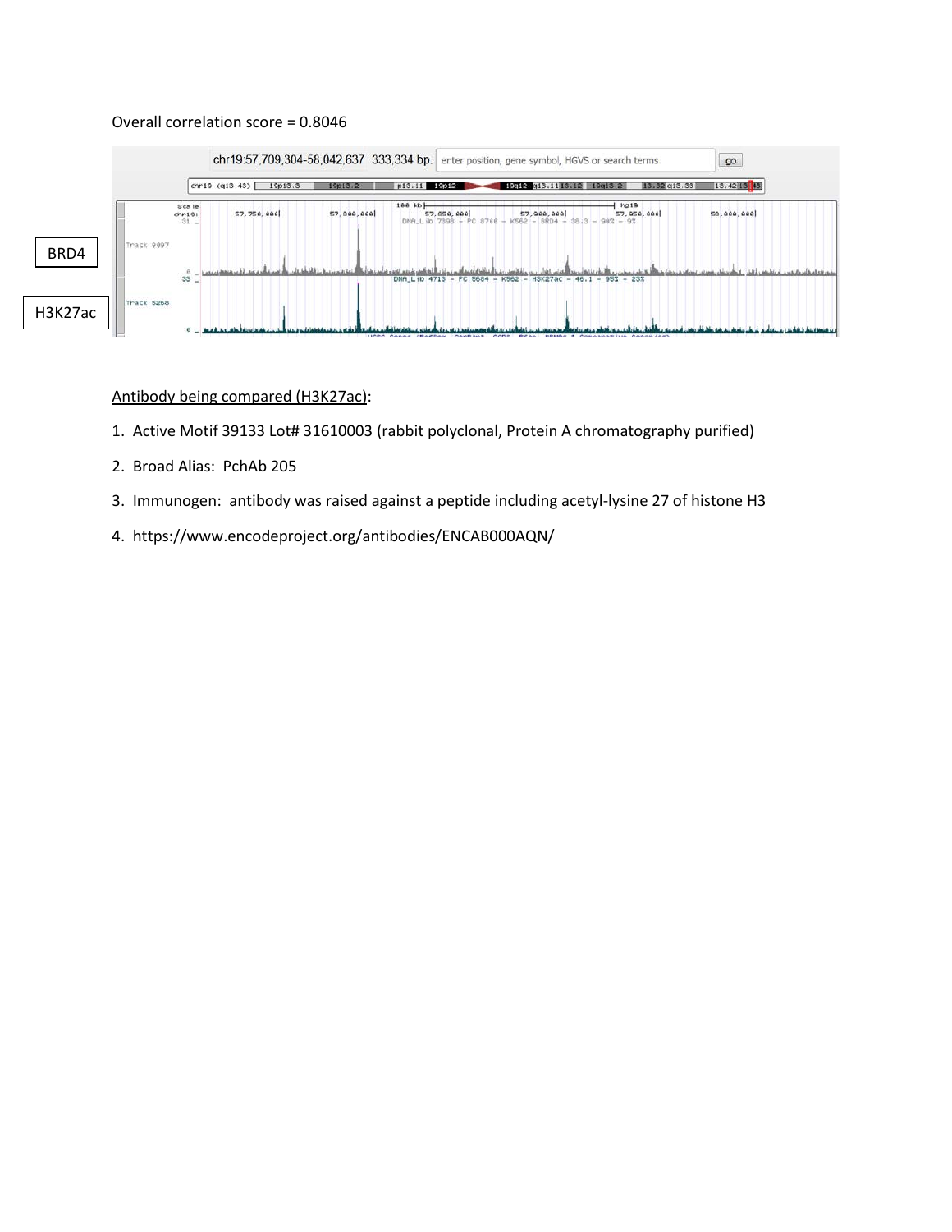Overall correlation score = 0.8046

chr19:57,709,304-58,042,637 333,334 bp.

BRD4

Track 9097

H3K27ac

Track 5268

DNA_Lib 7398 - FC 8760 - K562 - BRD4 - 38.3 - 99% - 9%

DNA_Lib 4713 - FC 5664 - K562 - H3K27ac - 46.1 - 95% - 23%

Antibody being compared (H3K27ac):

1. Active Motif 39133 Lot# 31610003 (rabbit polyclonal, Protein A chromatography purified)
2. Broad Alias: PchAb 205
3. Immunogen: antibody was raised against a peptide including acetyl-lysine 27 of histone H3
4. https://www.encodeproject.org/antibodies/ENCAB000AQN/